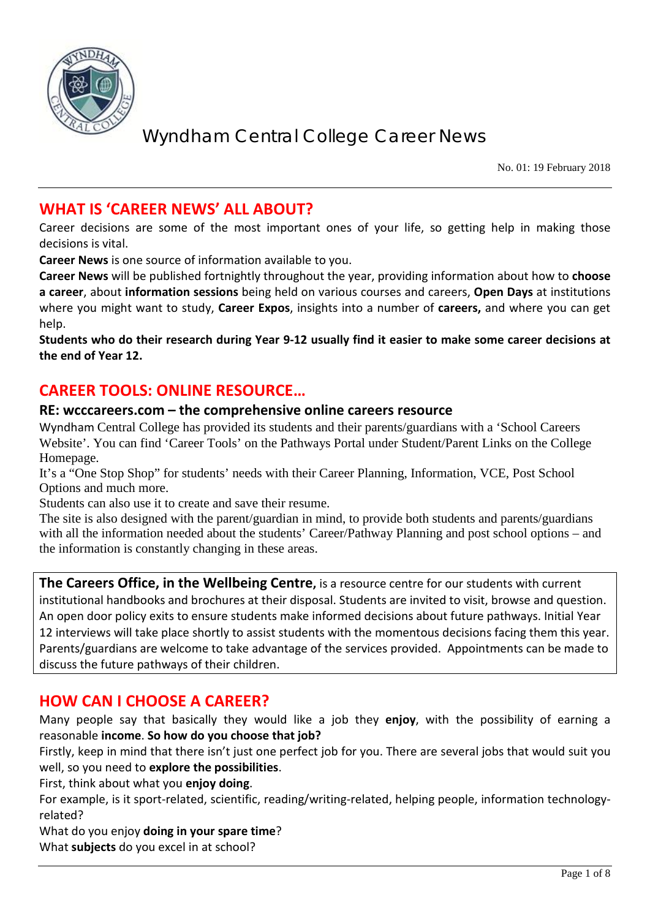# Wyndham Central College Career News

No. 01: 19 February 2018

## WHAT IS 'CAREER NEWS' ALL ABOUT?

Career decisions are some of the most important ones of your life, so getting help in making those decisions is vital.

**Career News** is one source of information available to you.

**Career News** will be published fortnightly throughout the year, providing information about how to **choose a career**, about **information sessions** being held on various courses and careers, **Open Days** at institutions where you might want to study, **Career Expos**, insights into a number of **careers,** and where you can get help.

**Students who do their research during Year 9-12 usually find it easier to make some career decisions at the end of Year 12.**

## CAREER TOOLS: ONLINE RESOURCE…

### RE: wcccareers.com – the comprehensive online careers resource

Wyndham Central College has provided its students and their parents/guardians with a 'School Careers Website'. You can find 'Career Tools' on the Pathways Portal under Student/Parent Links on the College Homepage.

It's a "One Stop Shop" for students' needs with their Career Planning, Information, VCE, Post School Options and much more.

Students can also use it to create and save their resume.

The site is also designed with the parent/guardian in mind, to provide both students and parents/guardians with all the information needed about the students' Career/Pathway Planning and post school options – and the information is constantly changing in these areas.

**The Careers Office, in the Wellbeing Centre,** is a resource centre for our students with current institutional handbooks and brochures at their disposal. Students are invited to visit, browse and question. An open door policy exits to ensure students make informed decisions about future pathways. Initial Year 12 interviews will take place shortly to assist students with the momentous decisions facing them this year. Parents/guardians are welcome to take advantage of the services provided. Appointments can be made to discuss the future pathways of their children.

## HOW CAN I CHOOSE A CAREER?

Many people say that basically they would like a job they **enjoy**, with the possibility of earning a reasonable **income**. **So how do you choose that job?**

Firstly, keep in mind that there isn't just one perfect job for you. There are several jobs that would suit you well, so you need to **explore the possibilities**.

First, think about what you **enjoy doing**.

For example, is it sport-related, scientific, reading/writing-related, helping people, information technology-related?

What do you enjoy **doing in your spare time**?

What **subjects** do you excel in at school?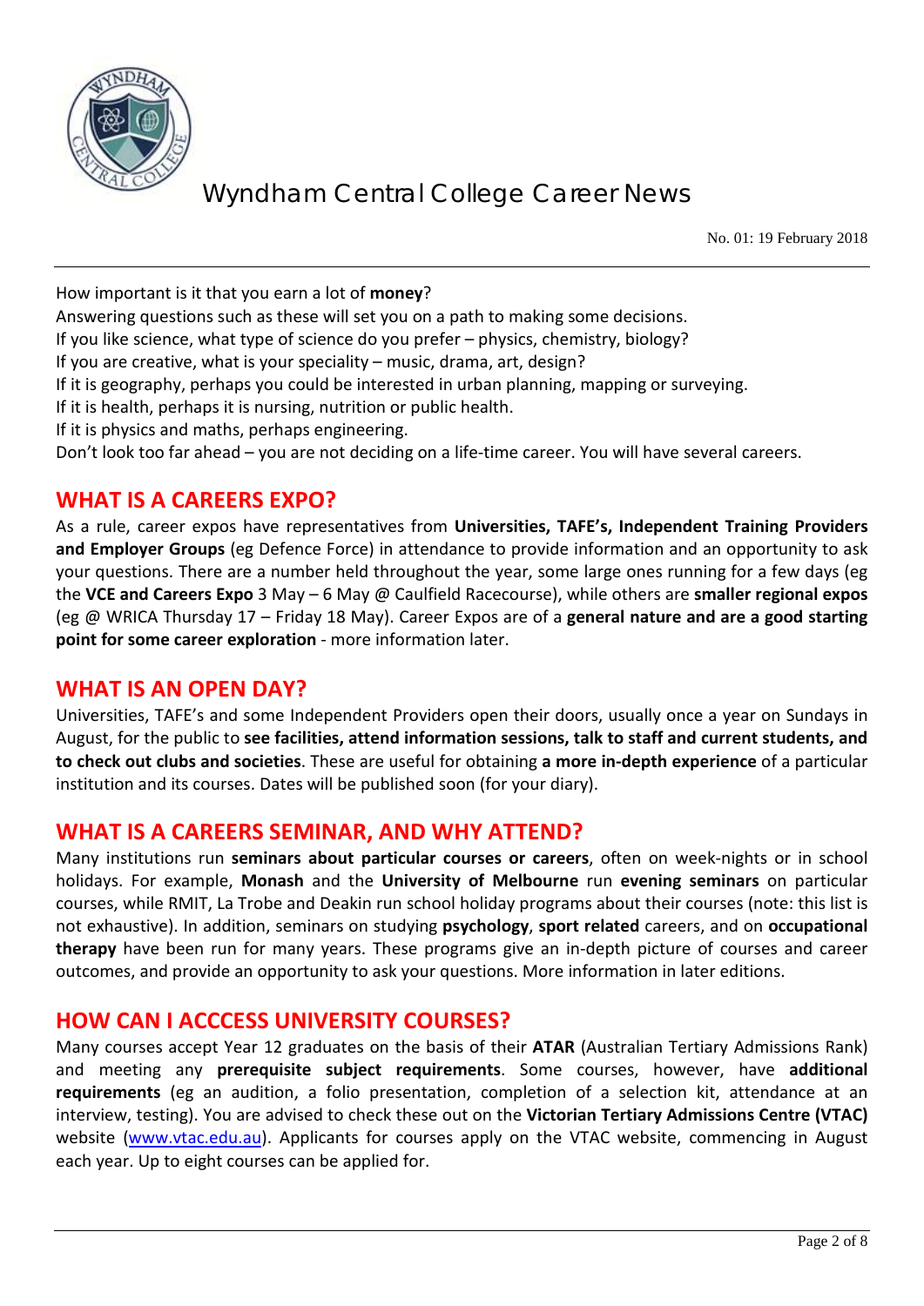How important is it that you earn a lot of **money**?

Answering questions such as these will set you on a path to making some decisions.

If you like science, what type of science do you prefer – physics, chemistry, biology?

If you are creative, what is your speciality – music, drama, art, design?

If it is geography, perhaps you could be interested in urban planning, mapping or surveying.

If it is health, perhaps it is nursing, nutrition or public health.

If it is physics and maths, perhaps engineering.

Don't look too far ahead – you are not deciding on a life-time career. You will have several careers.

## WHAT IS A CAREERS EXPO?

As a rule, career expos have representatives from **Universities, TAFE's, Independent Training Providers and Employer Groups** (eg Defence Force) in attendance to provide information and an opportunity to ask your questions. There are a number held throughout the year, some large ones running for a few days (eg the **VCE and Careers Expo** 3 May – 6 May @ Caulfield Racecourse), while others are **smaller regional expos** (eg @ WRICA Thursday 17 – Friday 18 May). Career Expos are of a **general nature and are a good starting point for some career exploration** - more information later.

## WHAT IS AN OPEN DAY?

Universities, TAFE's and some Independent Providers open their doors, usually once a year on Sundays in August, for the public to **see facilities, attend information sessions, talk to staff and current students, and to check out clubs and societies**. These are useful for obtaining **a more in-depth experience** of a particular institution and its courses. Dates will be published soon (for your diary).

## WHAT IS A CAREERS SEMINAR, AND WHY ATTEND?

Many institutions run **seminars about particular courses or careers**, often on week-nights or in school holidays. For example, **Monash** and the **University of Melbourne** run **evening seminars** on particular courses, while RMIT, La Trobe and Deakin run school holiday programs about their courses (note: this list is not exhaustive). In addition, seminars on studying **psychology**, **sport related** careers, and on **occupational therapy** have been run for many years. These programs give an in-depth picture of courses and career outcomes, and provide an opportunity to ask your questions. More information in later editions.

## HOW CAN I ACCCESS UNIVERSITY COURSES?

Many courses accept Year 12 graduates on the basis of their **ATAR** (Australian Tertiary Admissions Rank) and meeting any **prerequisite subject requirements**. Some courses, however, have **additional requirements** (eg an audition, a folio presentation, completion of a selection kit, attendance at an interview, testing). You are advised to check these out on the **Victorian Tertiary Admissions Centre (VTAC)** website (www.vtac.edu.au). Applicants for courses apply on the VTAC website, commencing in August each year. Up to eight courses can be applied for.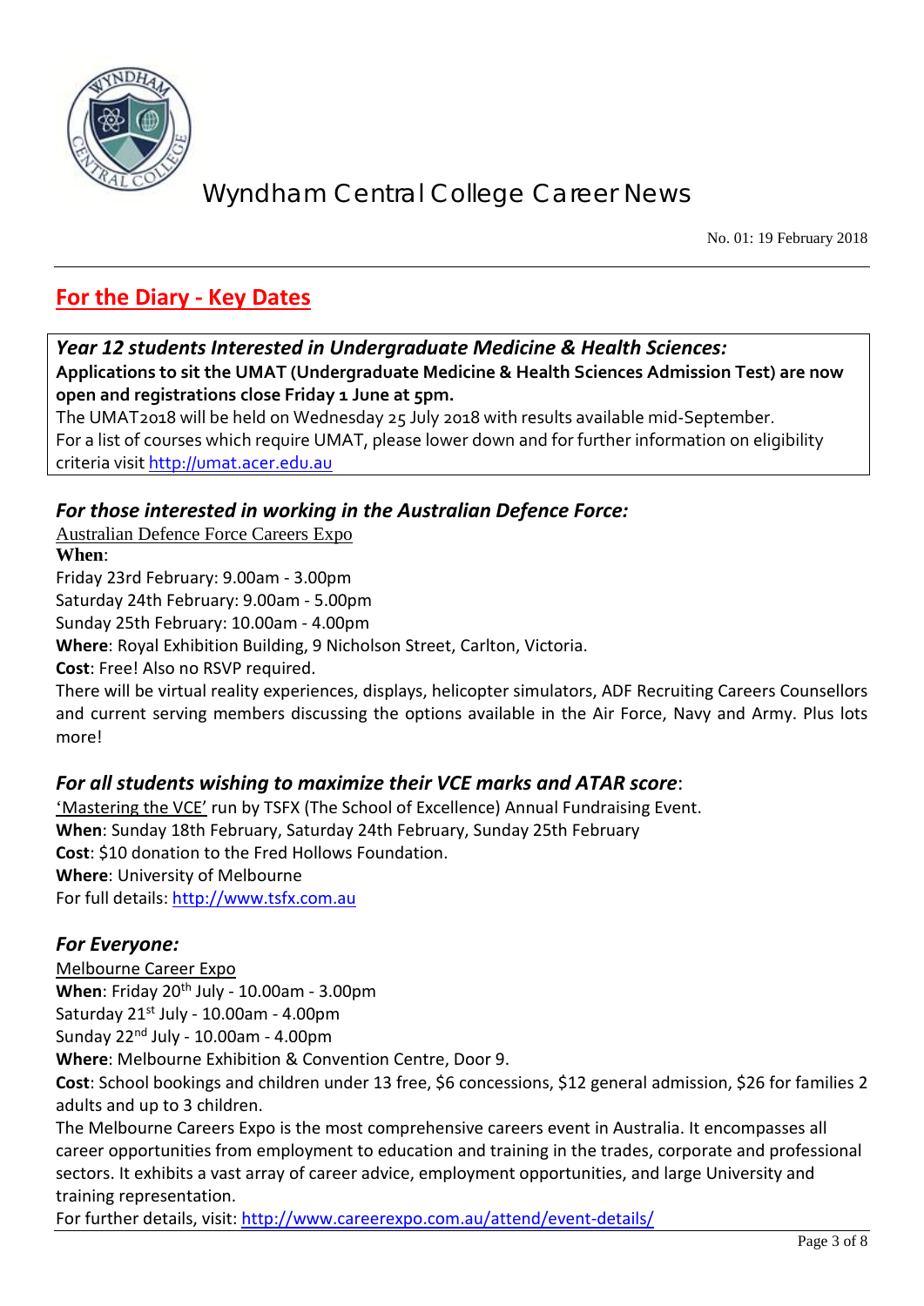# Wyndham Central College Career News

No. 01: 19 February 2018

## For the Diary - Key Dates

***Year 12 students Interested in Undergraduate Medicine & Health Sciences:***
**Applications to sit the UMAT (Undergraduate Medicine & Health Sciences Admission Test) are now open and registrations close Friday 1 June at 5pm.**
The UMAT2018 will be held on Wednesday 25 July 2018 with results available mid-September.
For a list of courses which require UMAT, please lower down and for further information on eligibility criteria visit http://umat.acer.edu.au

### *For those interested in working in the Australian Defence Force:*

Australian Defence Force Careers Expo
**When**:
Friday 23rd February: 9.00am - 3.00pm
Saturday 24th February: 9.00am - 5.00pm
Sunday 25th February: 10.00am - 4.00pm
**Where**: Royal Exhibition Building, 9 Nicholson Street, Carlton, Victoria.
**Cost**: Free! Also no RSVP required.
There will be virtual reality experiences, displays, helicopter simulators, ADF Recruiting Careers Counsellors and current serving members discussing the options available in the Air Force, Navy and Army. Plus lots more!

### *For all students wishing to maximize their VCE marks and ATAR score*:

'Mastering the VCE' run by TSFX (The School of Excellence) Annual Fundraising Event.
**When**: Sunday 18th February, Saturday 24th February, Sunday 25th February
**Cost**: $10 donation to the Fred Hollows Foundation.
**Where**: University of Melbourne
For full details: http://www.tsfx.com.au

### *For Everyone:*

Melbourne Career Expo
**When**: Friday 20th July - 10.00am - 3.00pm
Saturday 21st July - 10.00am - 4.00pm
Sunday 22nd July - 10.00am - 4.00pm
**Where**: Melbourne Exhibition & Convention Centre, Door 9.
**Cost**: School bookings and children under 13 free, $6 concessions, $12 general admission, $26 for families 2 adults and up to 3 children.
The Melbourne Careers Expo is the most comprehensive careers event in Australia. It encompasses all career opportunities from employment to education and training in the trades, corporate and professional sectors. It exhibits a vast array of career advice, employment opportunities, and large University and training representation.
For further details, visit: http://www.careerexpo.com.au/attend/event-details/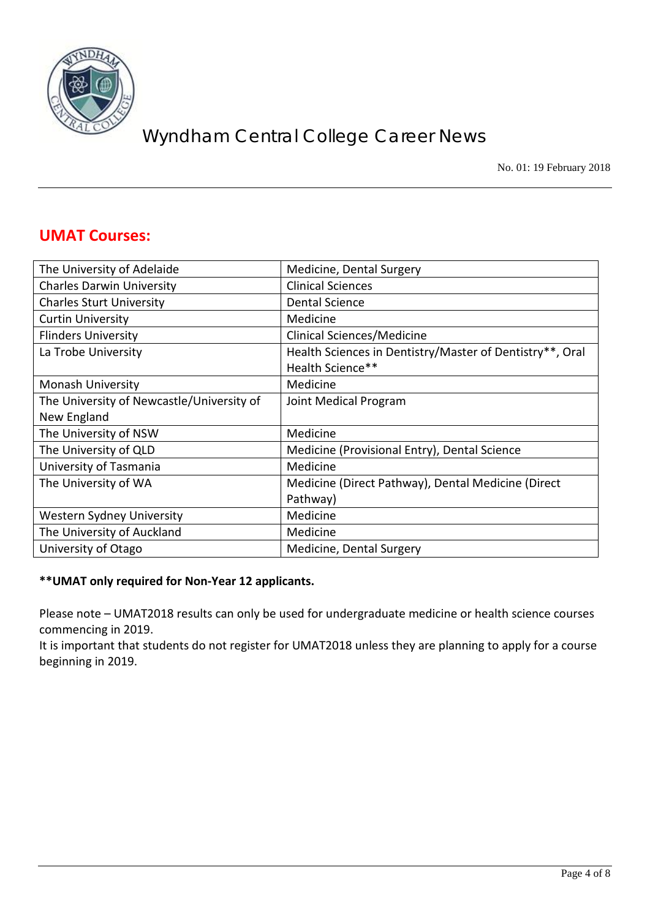## UMAT Courses:

| | |
|---|---|
| The University of Adelaide | Medicine, Dental Surgery |
| Charles Darwin University | Clinical Sciences |
| Charles Sturt University | Dental Science |
| Curtin University | Medicine |
| Flinders University | Clinical Sciences/Medicine |
| La Trobe University | Health Sciences in Dentistry/Master of Dentistry**, Oral Health Science** |
| Monash University | Medicine |
| The University of Newcastle/University of New England | Joint Medical Program |
| The University of NSW | Medicine |
| The University of QLD | Medicine (Provisional Entry), Dental Science |
| University of Tasmania | Medicine |
| The University of WA | Medicine (Direct Pathway), Dental Medicine (Direct Pathway) |
| Western Sydney University | Medicine |
| The University of Auckland | Medicine |
| University of Otago | Medicine, Dental Surgery |

**\*\*UMAT only required for Non-Year 12 applicants.**

Please note – UMAT2018 results can only be used for undergraduate medicine or health science courses commencing in 2019.
It is important that students do not register for UMAT2018 unless they are planning to apply for a course beginning in 2019.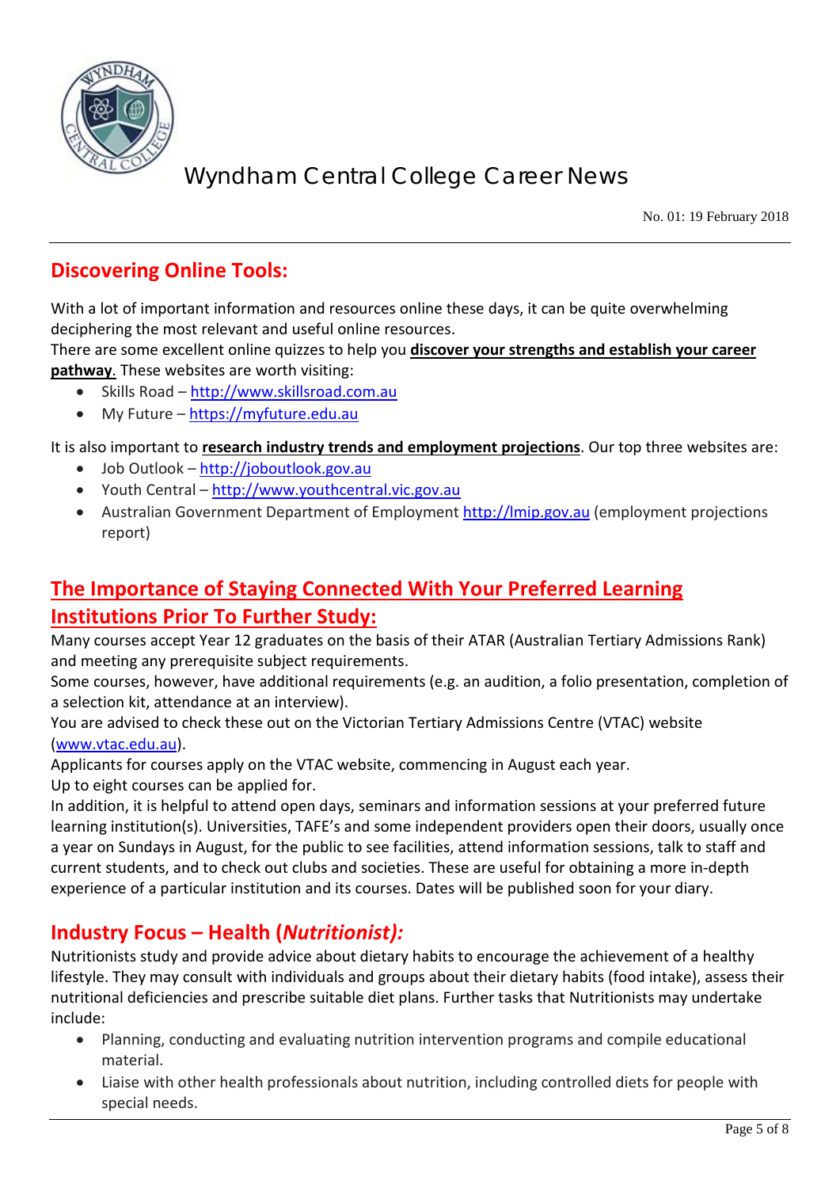# Wyndham Central College Career News

No. 01: 19 February 2018

## Discovering Online Tools:

With a lot of important information and resources online these days, it can be quite overwhelming deciphering the most relevant and useful online resources.

There are some excellent online quizzes to help you **discover your strengths and establish your career pathway**. These websites are worth visiting:

- Skills Road – http://www.skillsroad.com.au
- My Future – https://myfuture.edu.au

It is also important to **research industry trends and employment projections**. Our top three websites are:

- Job Outlook – http://joboutlook.gov.au
- Youth Central – http://www.youthcentral.vic.gov.au
- Australian Government Department of Employment http://lmip.gov.au (employment projections report)

## The Importance of Staying Connected With Your Preferred Learning Institutions Prior To Further Study:

Many courses accept Year 12 graduates on the basis of their ATAR (Australian Tertiary Admissions Rank) and meeting any prerequisite subject requirements.

Some courses, however, have additional requirements (e.g. an audition, a folio presentation, completion of a selection kit, attendance at an interview).

You are advised to check these out on the Victorian Tertiary Admissions Centre (VTAC) website (www.vtac.edu.au).

Applicants for courses apply on the VTAC website, commencing in August each year.

Up to eight courses can be applied for.

In addition, it is helpful to attend open days, seminars and information sessions at your preferred future learning institution(s). Universities, TAFE's and some independent providers open their doors, usually once a year on Sundays in August, for the public to see facilities, attend information sessions, talk to staff and current students, and to check out clubs and societies. These are useful for obtaining a more in-depth experience of a particular institution and its courses. Dates will be published soon for your diary.

## Industry Focus – Health (*Nutritionist):*

Nutritionists study and provide advice about dietary habits to encourage the achievement of a healthy lifestyle. They may consult with individuals and groups about their dietary habits (food intake), assess their nutritional deficiencies and prescribe suitable diet plans. Further tasks that Nutritionists may undertake include:

- Planning, conducting and evaluating nutrition intervention programs and compile educational material.
- Liaise with other health professionals about nutrition, including controlled diets for people with special needs.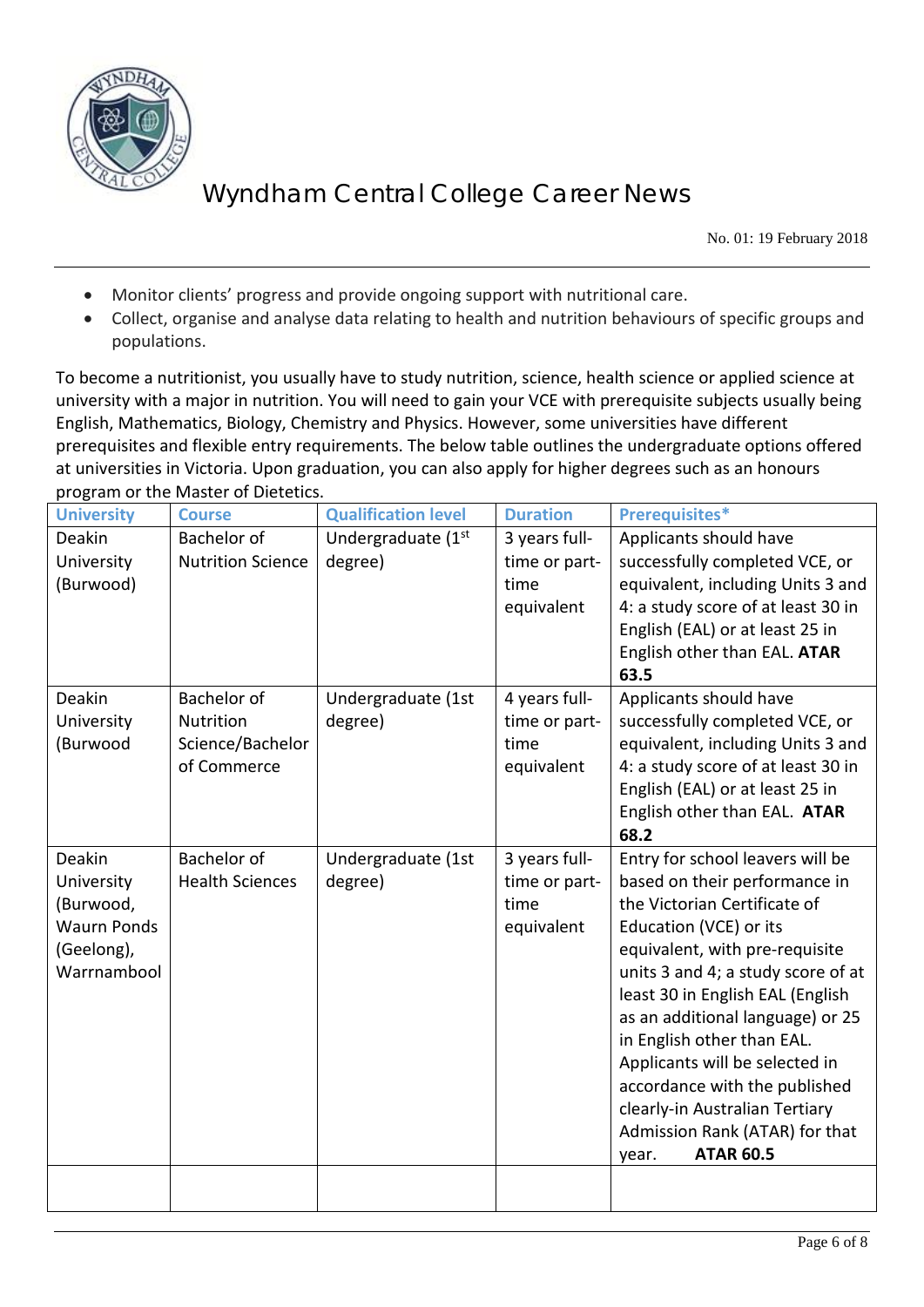- Monitor clients' progress and provide ongoing support with nutritional care.
- Collect, organise and analyse data relating to health and nutrition behaviours of specific groups and populations.

To become a nutritionist, you usually have to study nutrition, science, health science or applied science at university with a major in nutrition. You will need to gain your VCE with prerequisite subjects usually being English, Mathematics, Biology, Chemistry and Physics. However, some universities have different prerequisites and flexible entry requirements. The below table outlines the undergraduate options offered at universities in Victoria. Upon graduation, you can also apply for higher degrees such as an honours program or the Master of Dietetics.

| University | Course | Qualification level | Duration | Prerequisites* |
|---|---|---|---|---|
| Deakin University (Burwood) | Bachelor of Nutrition Science | Undergraduate (1st degree) | 3 years full-time or part-time equivalent | Applicants should have successfully completed VCE, or equivalent, including Units 3 and 4: a study score of at least 30 in English (EAL) or at least 25 in English other than EAL. **ATAR 63.5** |
| Deakin University (Burwood | Bachelor of Nutrition Science/Bachelor of Commerce | Undergraduate (1st degree) | 4 years full-time or part-time equivalent | Applicants should have successfully completed VCE, or equivalent, including Units 3 and 4: a study score of at least 30 in English (EAL) or at least 25 in English other than EAL. **ATAR 68.2** |
| Deakin University (Burwood, Waurn Ponds (Geelong), Warrnambool | Bachelor of Health Sciences | Undergraduate (1st degree) | 3 years full-time or part-time equivalent | Entry for school leavers will be based on their performance in the Victorian Certificate of Education (VCE) or its equivalent, with pre-requisite units 3 and 4; a study score of at least 30 in English EAL (English as an additional language) or 25 in English other than EAL. Applicants will be selected in accordance with the published clearly-in Australian Tertiary Admission Rank (ATAR) for that year. **ATAR 60.5** |
| | | | | |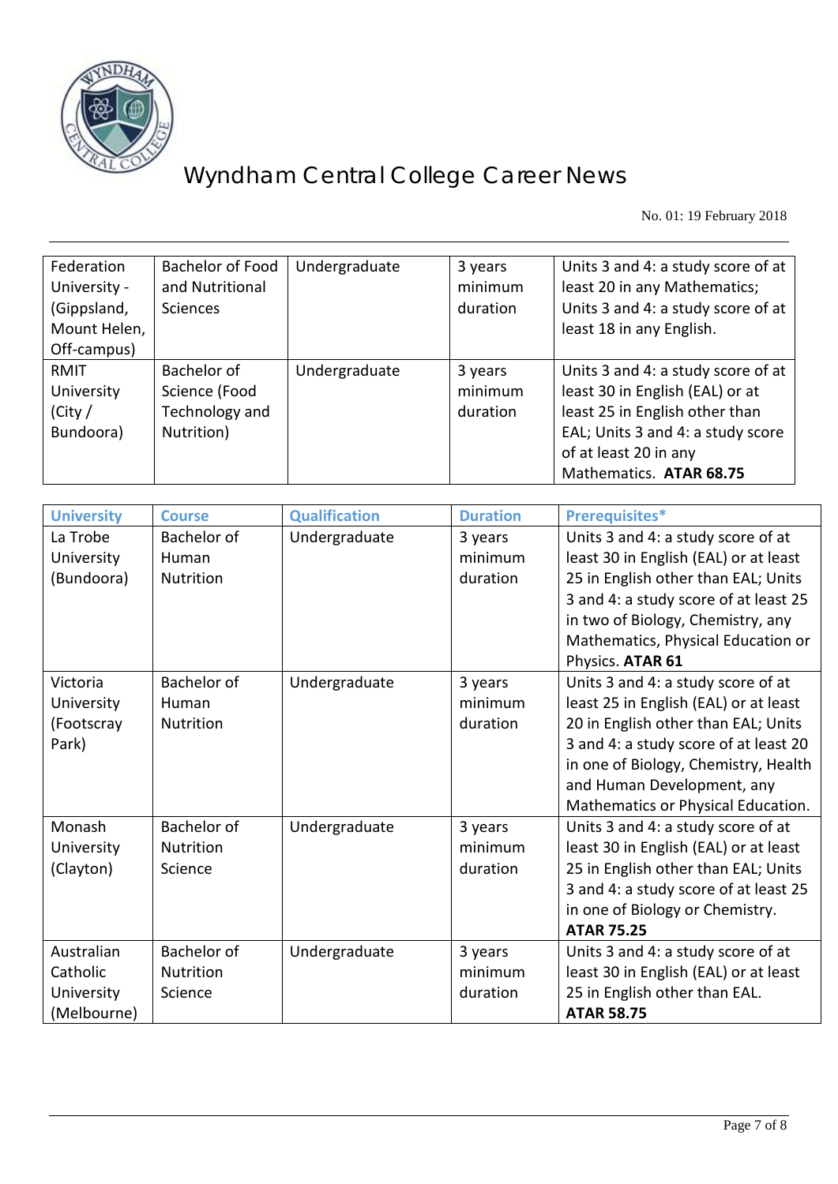| Federation University - (Gippsland, Mount Helen, Off-campus) | Bachelor of Food and Nutritional Sciences | Undergraduate | 3 years minimum duration | Units 3 and 4: a study score of at least 20 in any Mathematics; Units 3 and 4: a study score of at least 18 in any English. |
|---|---|---|---|---|
| RMIT University (City / Bundoora) | Bachelor of Science (Food Technology and Nutrition) | Undergraduate | 3 years minimum duration | Units 3 and 4: a study score of at least 30 in English (EAL) or at least 25 in English other than EAL; Units 3 and 4: a study score of at least 20 in any Mathematics. **ATAR 68.75** |

| University | Course | Qualification | Duration | Prerequisites* |
|---|---|---|---|---|
| La Trobe University (Bundoora) | Bachelor of Human Nutrition | Undergraduate | 3 years minimum duration | Units 3 and 4: a study score of at least 30 in English (EAL) or at least 25 in English other than EAL; Units 3 and 4: a study score of at least 25 in two of Biology, Chemistry, any Mathematics, Physical Education or Physics. **ATAR 61** |
| Victoria University (Footscray Park) | Bachelor of Human Nutrition | Undergraduate | 3 years minimum duration | Units 3 and 4: a study score of at least 25 in English (EAL) or at least 20 in English other than EAL; Units 3 and 4: a study score of at least 20 in one of Biology, Chemistry, Health and Human Development, any Mathematics or Physical Education. |
| Monash University (Clayton) | Bachelor of Nutrition Science | Undergraduate | 3 years minimum duration | Units 3 and 4: a study score of at least 30 in English (EAL) or at least 25 in English other than EAL; Units 3 and 4: a study score of at least 25 in one of Biology or Chemistry. **ATAR 75.25** |
| Australian Catholic University (Melbourne) | Bachelor of Nutrition Science | Undergraduate | 3 years minimum duration | Units 3 and 4: a study score of at least 30 in English (EAL) or at least 25 in English other than EAL. **ATAR 58.75** |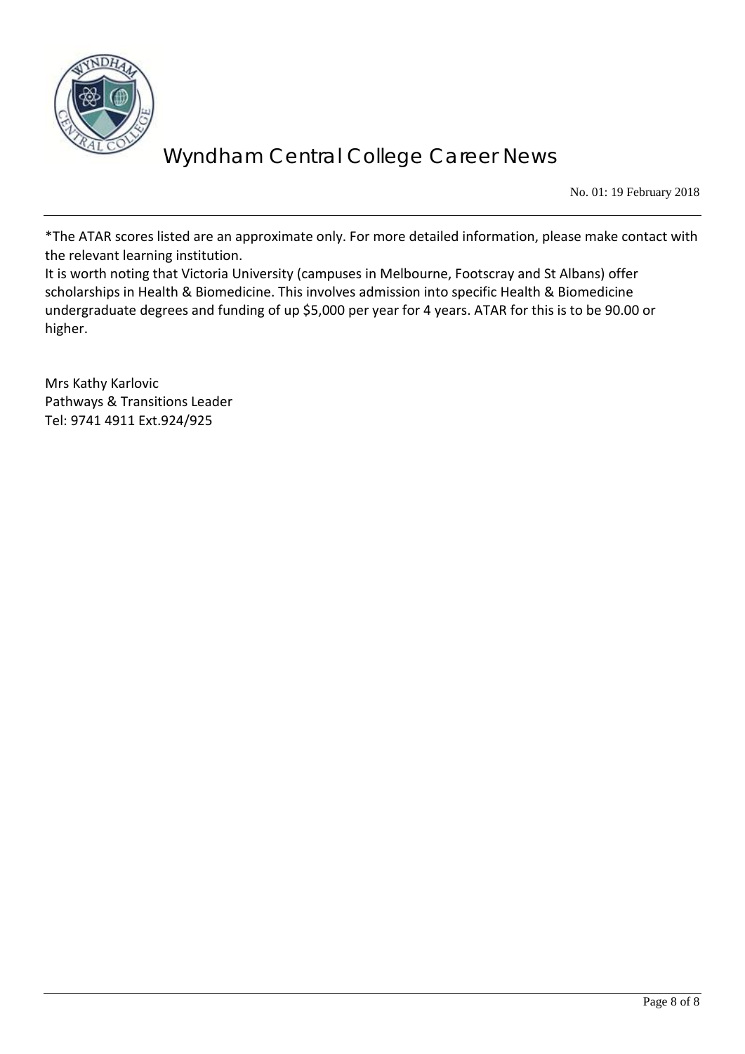*The ATAR scores listed are an approximate only. For more detailed information, please make contact with the relevant learning institution.

It is worth noting that Victoria University (campuses in Melbourne, Footscray and St Albans) offer scholarships in Health & Biomedicine. This involves admission into specific Health & Biomedicine undergraduate degrees and funding of up $5,000 per year for 4 years. ATAR for this is to be 90.00 or higher.

Mrs Kathy Karlovic
Pathways & Transitions Leader
Tel: 9741 4911 Ext.924/925